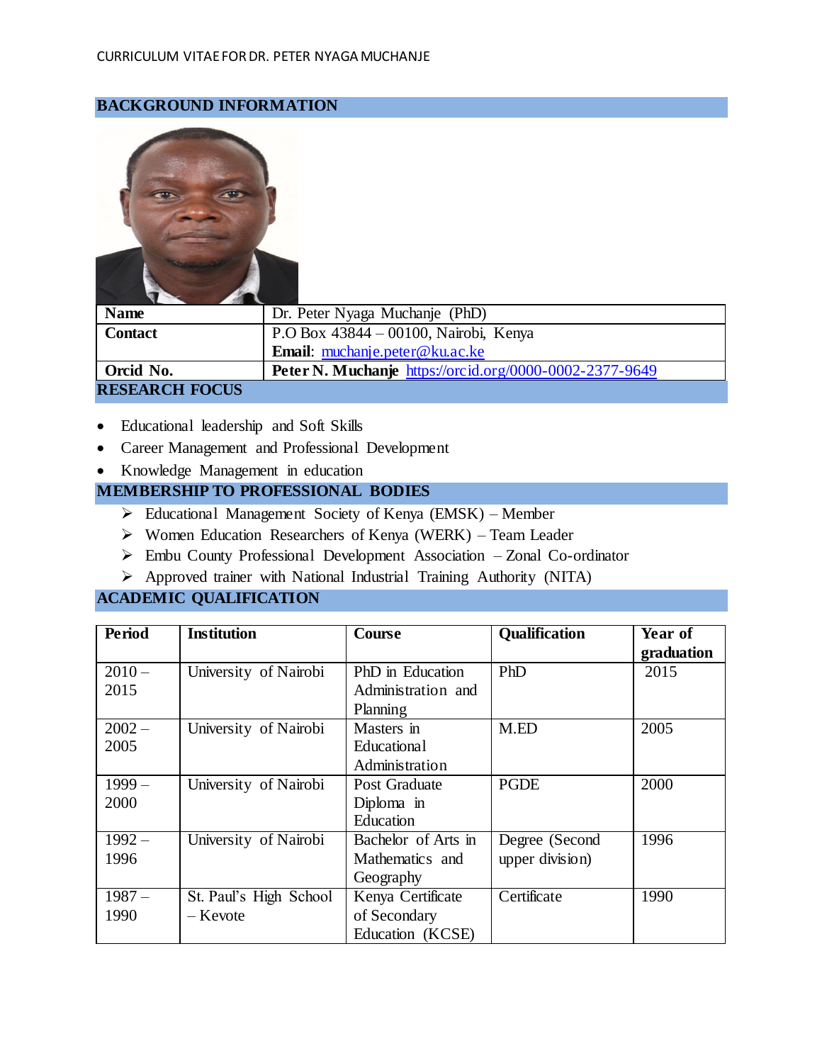CURRICULUM VITAE FOR DR. PETER NYAGA MUCHANJE

## BACKGROUND INFORMATION

| **Name** | Dr. Peter Nyaga Muchanje (PhD) |
| --- | --- |
| **Contact** | P.O Box 43844 – 00100, Nairobi, Kenya<br>**Email**: muchanje.peter@ku.ac.ke |
| **Orcid No.** | **Peter N. Muchanje** https://orcid.org/0000-0002-2377-9649 |

## RESEARCH FOCUS

- Educational leadership and Soft Skills
- Career Management and Professional Development
- Knowledge Management in education

## MEMBERSHIP TO PROFESSIONAL BODIES

- Educational Management Society of Kenya (EMSK) – Member
- Women Education Researchers of Kenya (WERK) – Team Leader
- Embu County Professional Development Association – Zonal Co-ordinator
- Approved trainer with National Industrial Training Authority (NITA)

## ACADEMIC QUALIFICATION

| **Period** | **Institution** | **Course** | **Qualification** | **Year of graduation** |
| --- | --- | --- | --- | --- |
| 2010 – 2015 | University of Nairobi | PhD in Education Administration and Planning | PhD | 2015 |
| 2002 – 2005 | University of Nairobi | Masters in Educational Administration | M.ED | 2005 |
| 1999 – 2000 | University of Nairobi | Post Graduate Diploma in Education | PGDE | 2000 |
| 1992 – 1996 | University of Nairobi | Bachelor of Arts in Mathematics and Geography | Degree (Second upper division) | 1996 |
| 1987 – 1990 | St. Paul's High School – Kevote | Kenya Certificate of Secondary Education (KCSE) | Certificate | 1990 |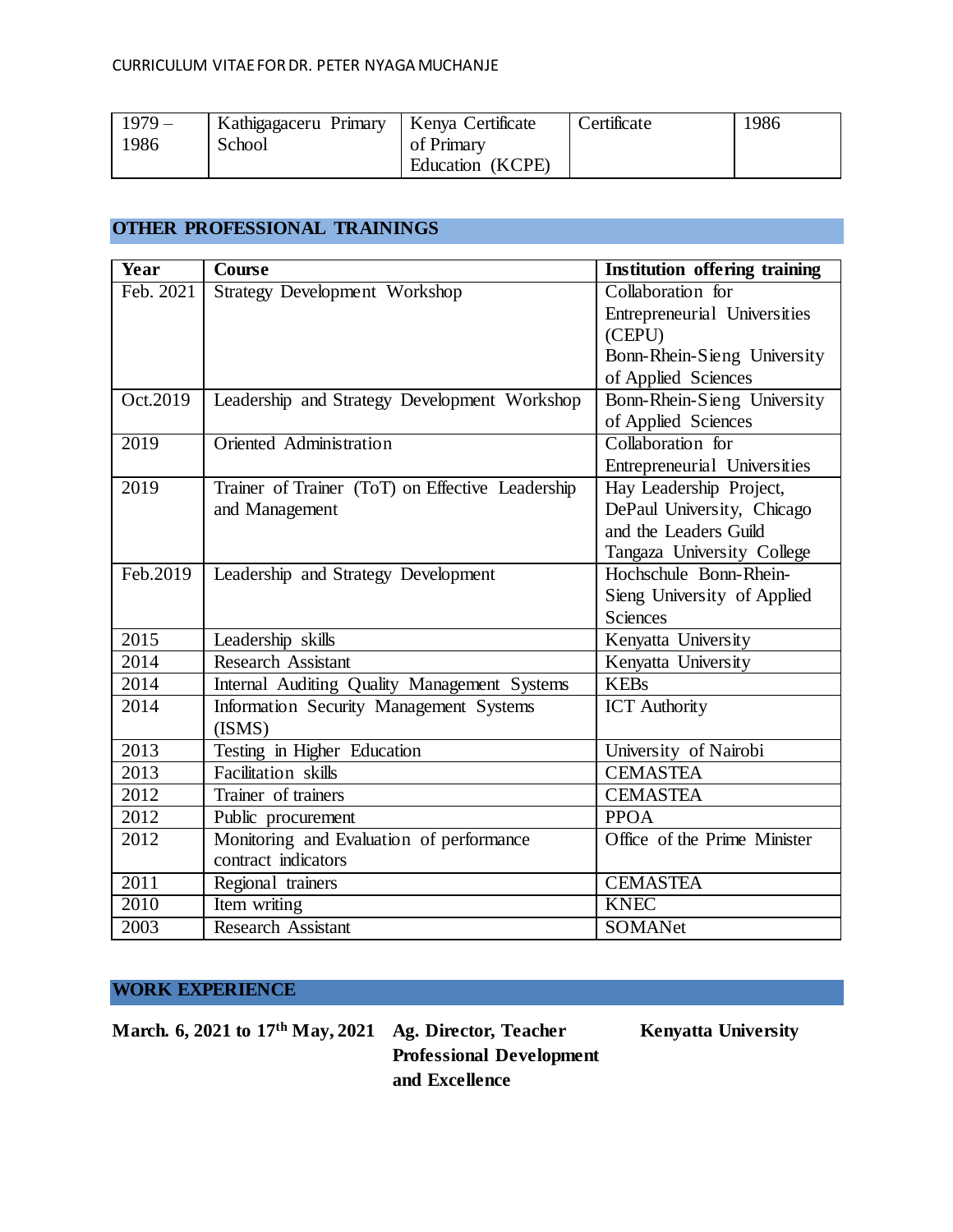| 1979 – 1986 | Kathigagaceru Primary School | Kenya Certificate of Primary Education (KCPE) | Certificate | 1986 |
|---|---|---|---|---|

## OTHER PROFESSIONAL TRAININGS

| Year | Course | Institution offering training |
|---|---|---|
| Feb. 2021 | Strategy Development Workshop | Collaboration for Entrepreneurial Universities (CEPU) Bonn-Rhein-Sieng University of Applied Sciences |
| Oct.2019 | Leadership and Strategy Development Workshop | Bonn-Rhein-Sieng University of Applied Sciences |
| 2019 | Oriented Administration | Collaboration for Entrepreneurial Universities |
| 2019 | Trainer of Trainer (ToT) on Effective Leadership and Management | Hay Leadership Project, DePaul University, Chicago and the Leaders Guild Tangaza University College |
| Feb.2019 | Leadership and Strategy Development | Hochschule Bonn-Rhein-Sieng University of Applied Sciences |
| 2015 | Leadership skills | Kenyatta University |
| 2014 | Research Assistant | Kenyatta University |
| 2014 | Internal Auditing Quality Management Systems | KEBs |
| 2014 | Information Security Management Systems (ISMS) | ICT Authority |
| 2013 | Testing in Higher Education | University of Nairobi |
| 2013 | Facilitation skills | CEMASTEA |
| 2012 | Trainer of trainers | CEMASTEA |
| 2012 | Public procurement | PPOA |
| 2012 | Monitoring and Evaluation of performance contract indicators | Office of the Prime Minister |
| 2011 | Regional trainers | CEMASTEA |
| 2010 | Item writing | KNEC |
| 2003 | Research Assistant | SOMANet |

## WORK EXPERIENCE

**March. 6, 2021 to 17th May, 2021** **Ag. Director, Teacher Professional Development and Excellence** **Kenyatta University**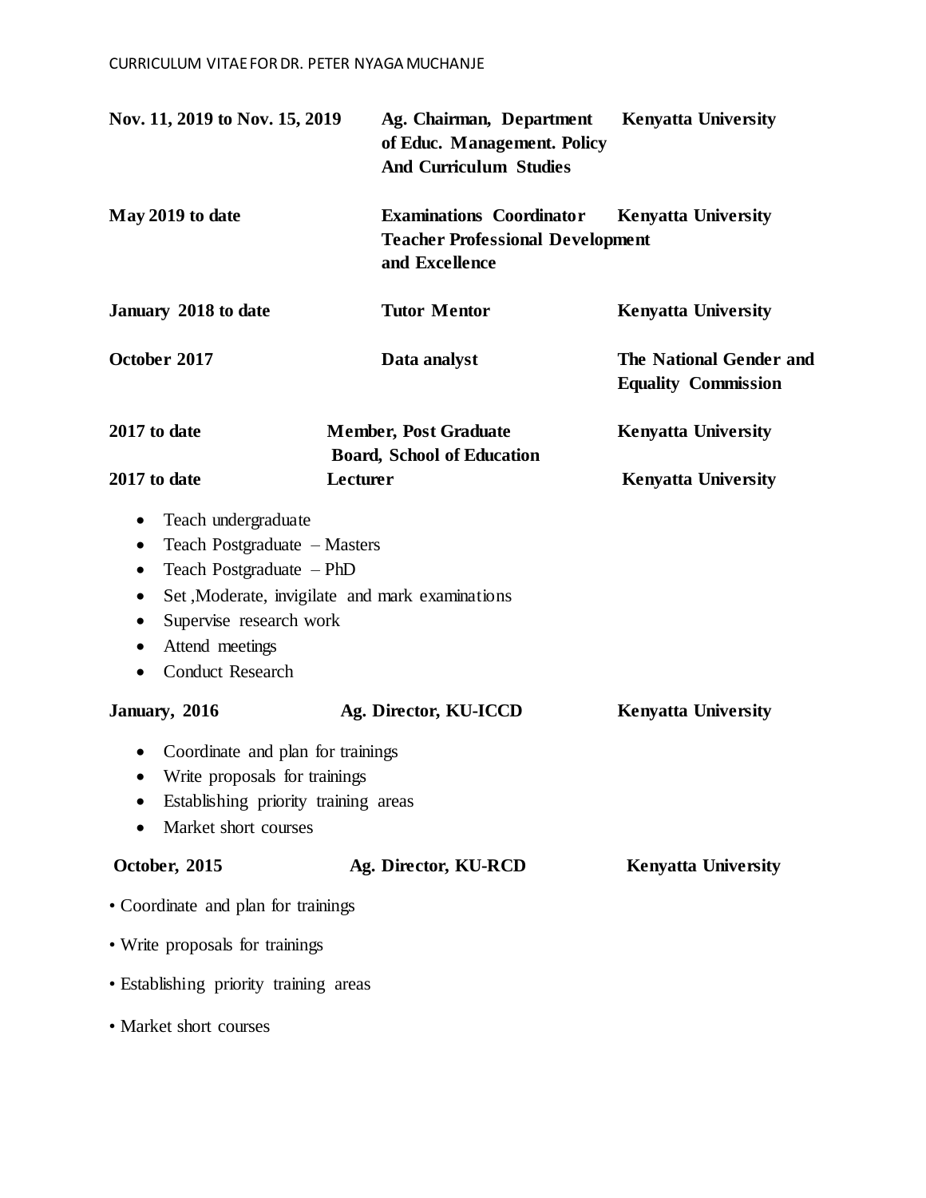| | | |
|---|---|---|
| **Nov. 11, 2019 to Nov. 15, 2019** | **Ag. Chairman, Department of Educ. Management. Policy And Curriculum Studies** | **Kenyatta University** |
| **May 2019 to date** | **Examinations Coordinator Teacher Professional Development and Excellence** | **Kenyatta University** |
| **January 2018 to date** | **Tutor Mentor** | **Kenyatta University** |
| **October 2017** | **Data analyst** | **The National Gender and Equality Commission** |
| **2017 to date** | **Member, Post Graduate Board, School of Education** | **Kenyatta University** |
| **2017 to date** | **Lecturer** | **Kenyatta University** |

- Teach undergraduate
- Teach Postgraduate – Masters
- Teach Postgraduate – PhD
- Set ,Moderate, invigilate and mark examinations
- Supervise research work
- Attend meetings
- Conduct Research

| | | |
|---|---|---|
| **January, 2016** | **Ag. Director, KU-ICCD** | **Kenyatta University** |

- Coordinate and plan for trainings
- Write proposals for trainings
- Establishing priority training areas
- Market short courses

| | | |
|---|---|---|
| **October, 2015** | **Ag. Director, KU-RCD** | **Kenyatta University** |

- Coordinate and plan for trainings
- Write proposals for trainings
- Establishing priority training areas
- Market short courses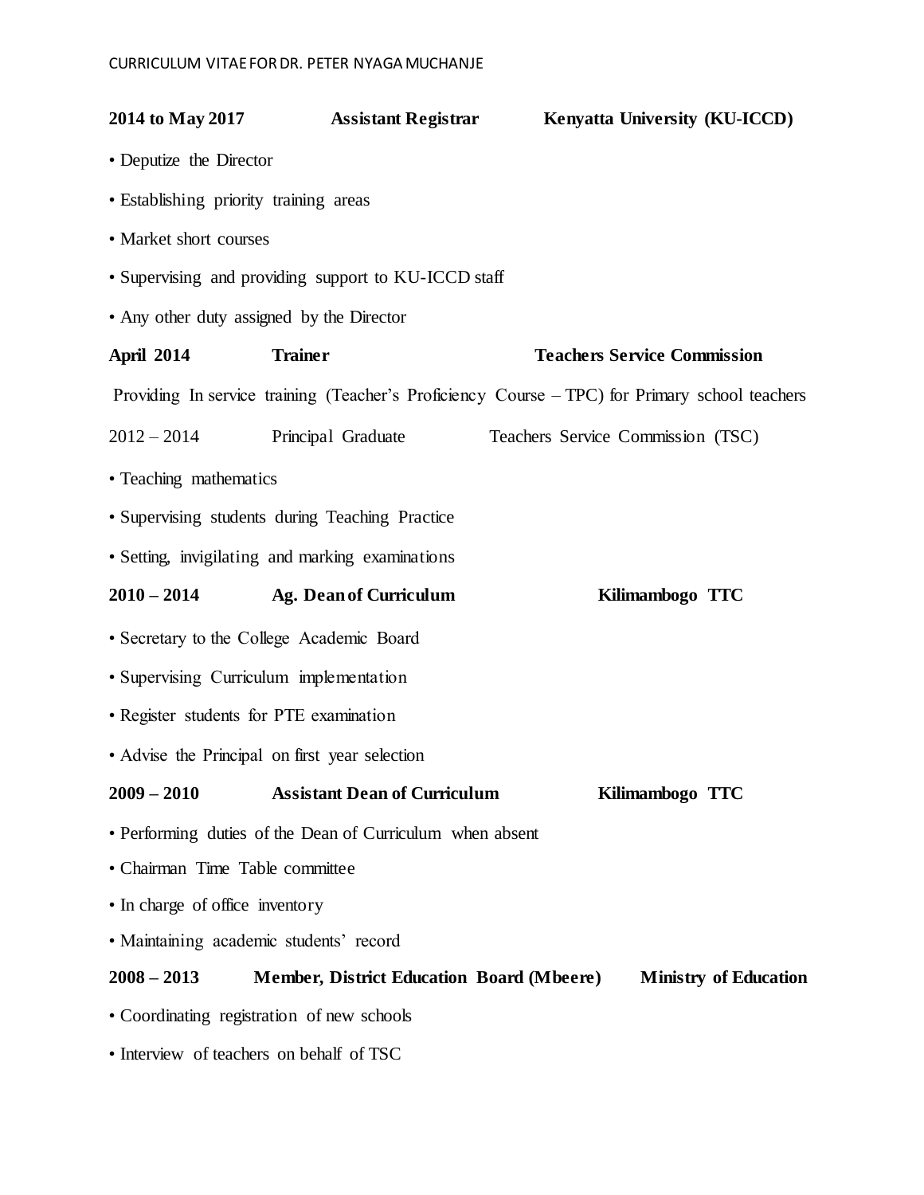**2014 to May 2017** **Assistant Registrar** **Kenyatta University (KU-ICCD)**

- Deputize the Director
- Establishing priority training areas
- Market short courses
- Supervising and providing support to KU-ICCD staff
- Any other duty assigned by the Director

**April 2014** **Trainer** **Teachers Service Commission**

Providing In service training (Teacher's Proficiency Course – TPC) for Primary school teachers

2012 – 2014 Principal Graduate Teachers Service Commission (TSC)

- Teaching mathematics
- Supervising students during Teaching Practice
- Setting, invigilating and marking examinations

**2010 – 2014** **Ag. Dean of Curriculum** **Kilimambogo TTC**

- Secretary to the College Academic Board
- Supervising Curriculum implementation
- Register students for PTE examination
- Advise the Principal on first year selection

**2009 – 2010** **Assistant Dean of Curriculum** **Kilimambogo TTC**

- Performing duties of the Dean of Curriculum when absent
- Chairman Time Table committee
- In charge of office inventory
- Maintaining academic students' record

**2008 – 2013** **Member, District Education Board (Mbeere)** **Ministry of Education**

- Coordinating registration of new schools
- Interview of teachers on behalf of TSC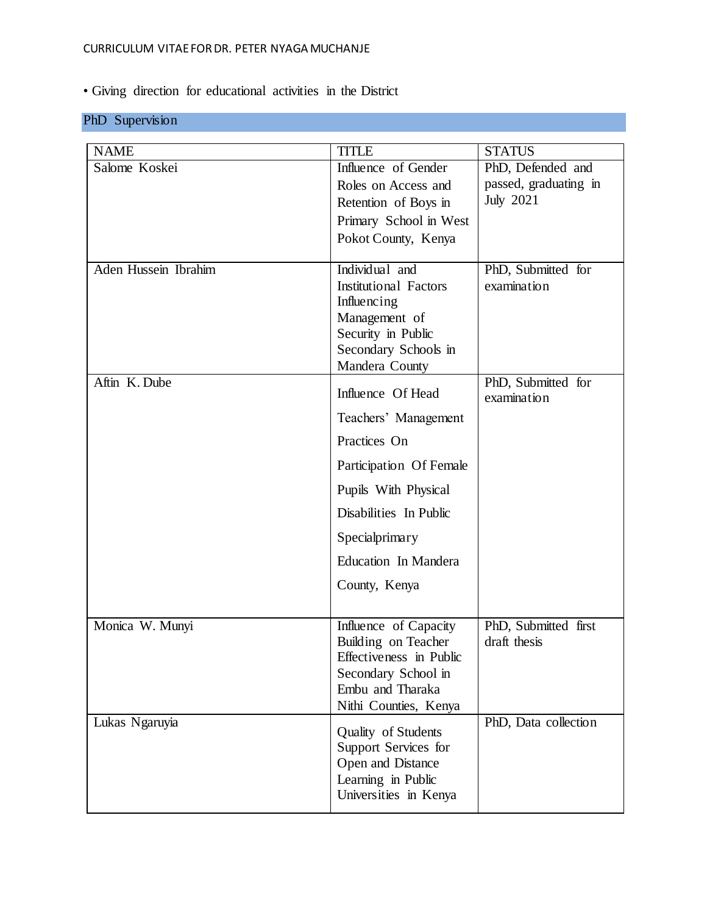• Giving direction for educational activities in the District

## PhD Supervision

| NAME | TITLE | STATUS |
|---|---|---|
| Salome Koskei | Influence of Gender Roles on Access and Retention of Boys in Primary School in West Pokot County, Kenya | PhD, Defended and passed, graduating in July 2021 |
| Aden Hussein Ibrahim | Individual and Institutional Factors Influencing Management of Security in Public Secondary Schools in Mandera County | PhD, Submitted for examination |
| Aftin K. Dube | Influence Of Head Teachers' Management Practices On Participation Of Female Pupils With Physical Disabilities In Public Specialprimary Education In Mandera County, Kenya | PhD, Submitted for examination |
| Monica W. Munyi | Influence of Capacity Building on Teacher Effectiveness in Public Secondary School in Embu and Tharaka Nithi Counties, Kenya | PhD, Submitted first draft thesis |
| Lukas Ngaruyia | Quality of Students Support Services for Open and Distance Learning in Public Universities in Kenya | PhD, Data collection |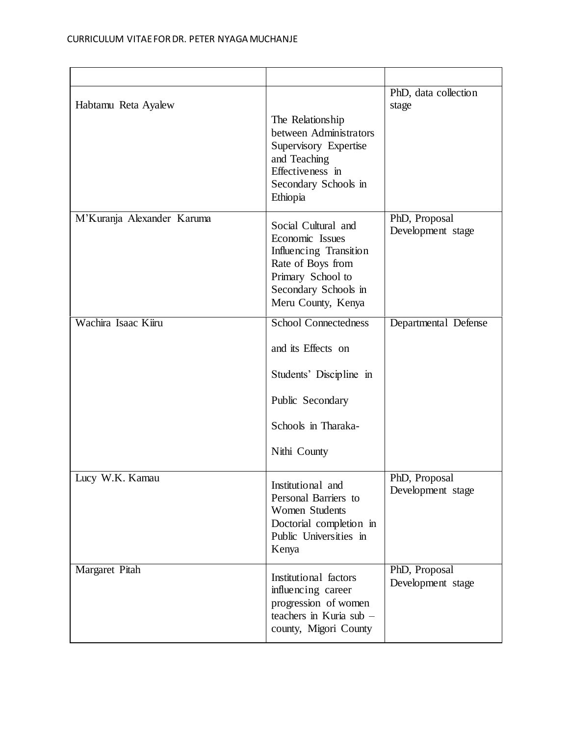| | | |
|---|---|---|
| Habtamu Reta Ayalew | The Relationship between Administrators Supervisory Expertise and Teaching Effectiveness in Secondary Schools in Ethiopia | PhD, data collection stage |
| M'Kuranja Alexander Karuma | Social Cultural and Economic Issues Influencing Transition Rate of Boys from Primary School to Secondary Schools in Meru County, Kenya | PhD, Proposal Development stage |
| Wachira Isaac Kiiru | School Connectedness and its Effects on Students' Discipline in Public Secondary Schools in Tharaka-Nithi County | Departmental Defense |
| Lucy W.K. Kamau | Institutional and Personal Barriers to Women Students Doctorial completion in Public Universities in Kenya | PhD, Proposal Development stage |
| Margaret Pitah | Institutional factors influencing career progression of women teachers in Kuria sub – county, Migori County | PhD, Proposal Development stage |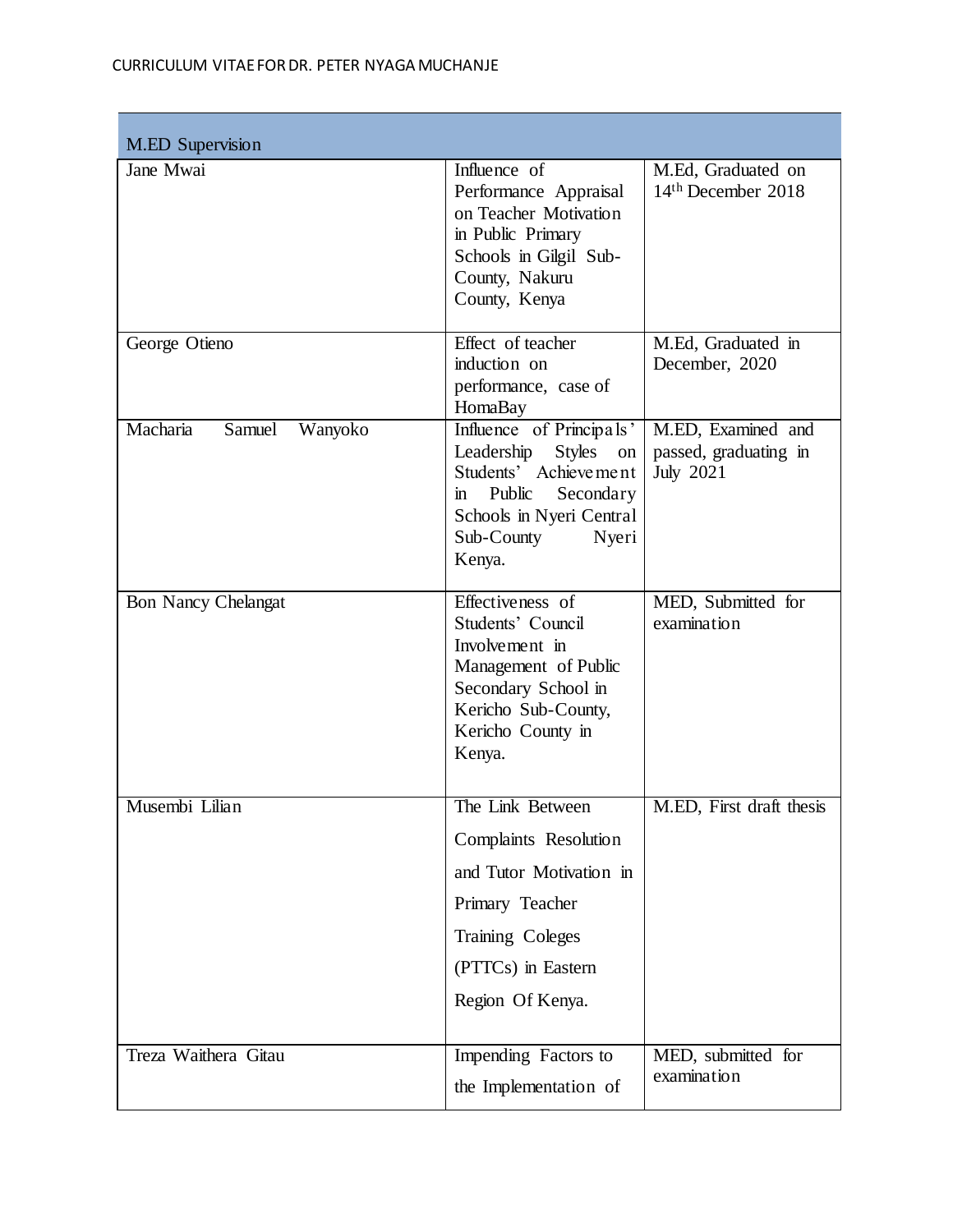| M.ED Supervision | | |
|---|---|---|
| Jane Mwai | Influence of Performance Appraisal on Teacher Motivation in Public Primary Schools in Gilgil Sub-County, Nakuru County, Kenya | M.Ed, Graduated on 14th December 2018 |
| George Otieno | Effect of teacher induction on performance, case of HomaBay | M.Ed, Graduated in December, 2020 |
| Macharia Samuel Wanyoko | Influence of Principals' Leadership Styles on Students' Achievement in Public Secondary Schools in Nyeri Central Sub-County Nyeri Kenya. | M.ED, Examined and passed, graduating in July 2021 |
| Bon Nancy Chelangat | Effectiveness of Students' Council Involvement in Management of Public Secondary School in Kericho Sub-County, Kericho County in Kenya. | MED, Submitted for examination |
| Musembi Lilian | The Link Between Complaints Resolution and Tutor Motivation in Primary Teacher Training Coleges (PTTCs) in Eastern Region Of Kenya. | M.ED, First draft thesis |
| Treza Waithera Gitau | Impending Factors to the Implementation of | MED, submitted for examination |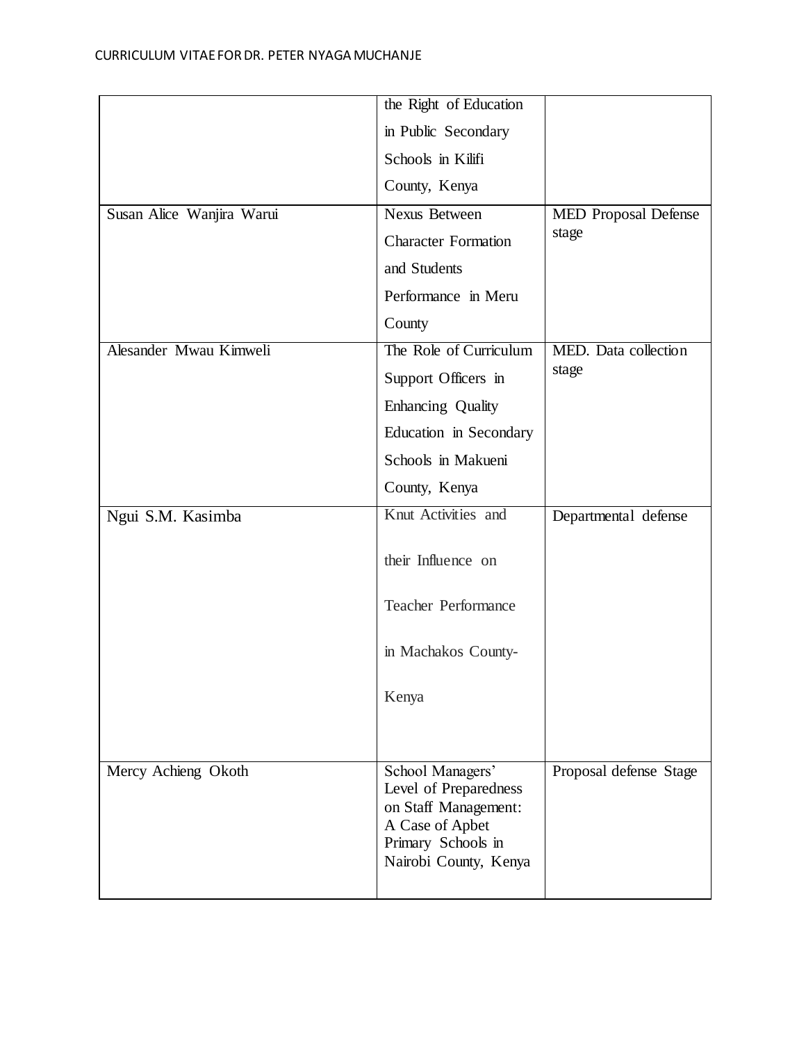| | | |
|---|---|---|
| | the Right of Education in Public Secondary Schools in Kilifi County, Kenya | |
| Susan Alice Wanjira Warui | Nexus Between Character Formation and Students Performance in Meru County | MED Proposal Defense stage |
| Alesander Mwau Kimweli | The Role of Curriculum Support Officers in Enhancing Quality Education in Secondary Schools in Makueni County, Kenya | MED. Data collection stage |
| Ngui S.M. Kasimba | Knut Activities and their Influence on Teacher Performance in Machakos County-Kenya | Departmental defense |
| Mercy Achieng Okoth | School Managers' Level of Preparedness on Staff Management: A Case of Apbet Primary Schools in Nairobi County, Kenya | Proposal defense Stage |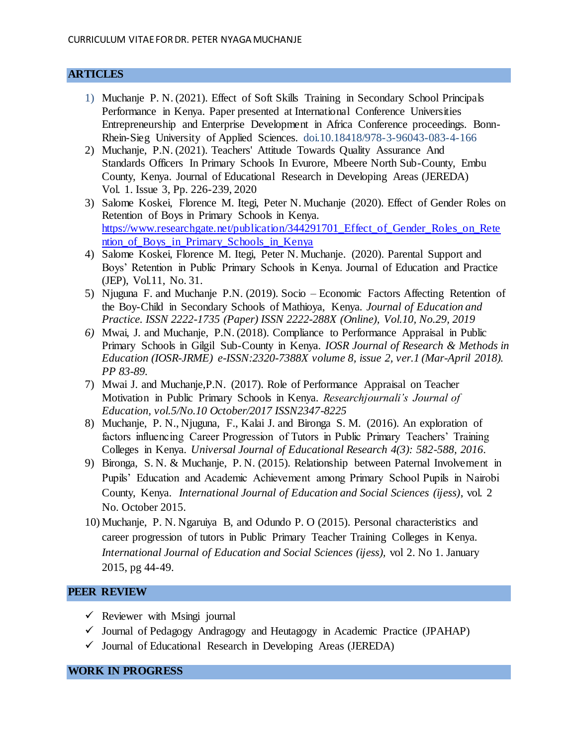## ARTICLES

1) Muchanje P. N. (2021). Effect of Soft Skills Training in Secondary School Principals Performance in Kenya. Paper presented at International Conference Universities Entrepreneurship and Enterprise Development in Africa Conference proceedings. Bonn-Rhein-Sieg University of Applied Sciences. doi.10.18418/978-3-96043-083-4-166
2) Muchanje, P.N. (2021). Teachers' Attitude Towards Quality Assurance And Standards Officers In Primary Schools In Evurore, Mbeere North Sub-County, Embu County, Kenya. Journal of Educational Research in Developing Areas (JEREDA) Vol. 1. Issue 3, Pp. 226-239, 2020
3) Salome Koskei, Florence M. Itegi, Peter N. Muchanje (2020). Effect of Gender Roles on Retention of Boys in Primary Schools in Kenya. https://www.researchgate.net/publication/344291701_Effect_of_Gender_Roles_on_Retention_of_Boys_in_Primary_Schools_in_Kenya
4) Salome Koskei, Florence M. Itegi, Peter N. Muchanje. (2020). Parental Support and Boys' Retention in Public Primary Schools in Kenya. Journal of Education and Practice (JEP), Vol.11, No. 31.
5) Njuguna F. and Muchanje P.N. (2019). Socio – Economic Factors Affecting Retention of the Boy-Child in Secondary Schools of Mathioya, Kenya. *Journal of Education and Practice. ISSN 2222-1735 (Paper) ISSN 2222-288X (Online), Vol.10, No.29, 2019*
6) Mwai, J. and Muchanje, P.N. (2018). Compliance to Performance Appraisal in Public Primary Schools in Gilgil Sub-County in Kenya. *IOSR Journal of Research & Methods in Education (IOSR-JRME) e-ISSN:2320-7388X volume 8, issue 2, ver.1 (Mar-April 2018). PP 83-89.*
7) Mwai J. and Muchanje,P.N. (2017). Role of Performance Appraisal on Teacher Motivation in Public Primary Schools in Kenya. *Researchjournali's Journal of Education, vol.5/No.10 October/2017 ISSN2347-8225*
8) Muchanje, P. N., Njuguna, F., Kalai J. and Bironga S. M. (2016). An exploration of factors influencing Career Progression of Tutors in Public Primary Teachers' Training Colleges in Kenya. *Universal Journal of Educational Research 4(3): 582-588, 2016.*
9) Bironga, S. N. & Muchanje, P. N. (2015). Relationship between Paternal Involvement in Pupils' Education and Academic Achievement among Primary School Pupils in Nairobi County, Kenya. *International Journal of Education and Social Sciences (ijess)*, vol. 2 No. October 2015.
10) Muchanje, P. N. Ngaruiya B, and Odundo P. O (2015). Personal characteristics and career progression of tutors in Public Primary Teacher Training Colleges in Kenya. *International Journal of Education and Social Sciences (ijess),* vol 2. No 1. January 2015, pg 44-49.

## PEER REVIEW

- ✓ Reviewer with Msingi journal
- ✓ Journal of Pedagogy Andragogy and Heutagogy in Academic Practice (JPAHAP)
- ✓ Journal of Educational Research in Developing Areas (JEREDA)

## WORK IN PROGRESS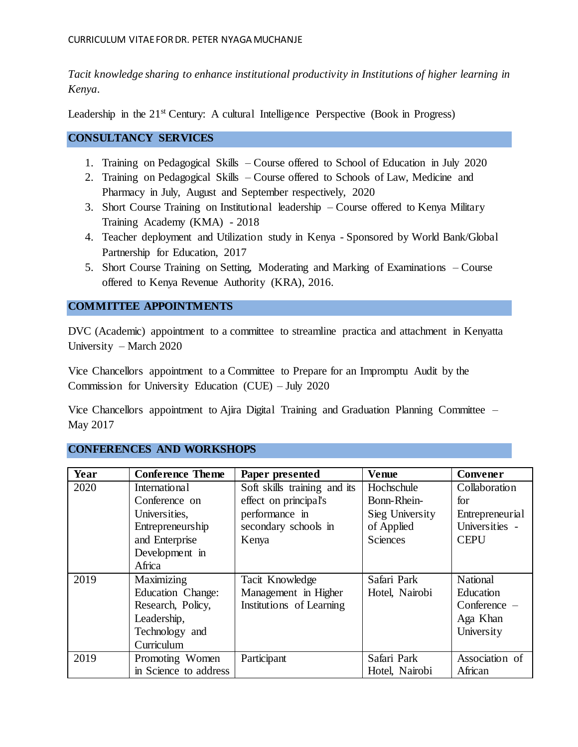*Tacit knowledge sharing to enhance institutional productivity in Institutions of higher learning in Kenya.*

Leadership in the 21st Century: A cultural Intelligence Perspective (Book in Progress)

## CONSULTANCY SERVICES

1. Training on Pedagogical Skills – Course offered to School of Education in July 2020
2. Training on Pedagogical Skills – Course offered to Schools of Law, Medicine and Pharmacy in July, August and September respectively, 2020
3. Short Course Training on Institutional leadership – Course offered to Kenya Military Training Academy (KMA) - 2018
4. Teacher deployment and Utilization study in Kenya - Sponsored by World Bank/Global Partnership for Education, 2017
5. Short Course Training on Setting, Moderating and Marking of Examinations – Course offered to Kenya Revenue Authority (KRA), 2016.

## COMMITTEE APPOINTMENTS

DVC (Academic) appointment to a committee to streamline practica and attachment in Kenyatta University – March 2020

Vice Chancellors appointment to a Committee to Prepare for an Impromptu Audit by the Commission for University Education (CUE) – July 2020

Vice Chancellors appointment to Ajira Digital Training and Graduation Planning Committee – May 2017

## CONFERENCES AND WORKSHOPS

| Year | Conference Theme | Paper presented | Venue | Convener |
|---|---|---|---|---|
| 2020 | International Conference on Universities, Entrepreneurship and Enterprise Development in Africa | Soft skills training and its effect on principal's performance in secondary schools in Kenya | Hochschule Bonn-Rhein-Sieg University of Applied Sciences | Collaboration for Entrepreneurial Universities - CEPU |
| 2019 | Maximizing Education Change: Research, Policy, Leadership, Technology and Curriculum | Tacit Knowledge Management in Higher Institutions of Learning | Safari Park Hotel, Nairobi | National Education Conference – Aga Khan University |
| 2019 | Promoting Women in Science to address | Participant | Safari Park Hotel, Nairobi | Association of African |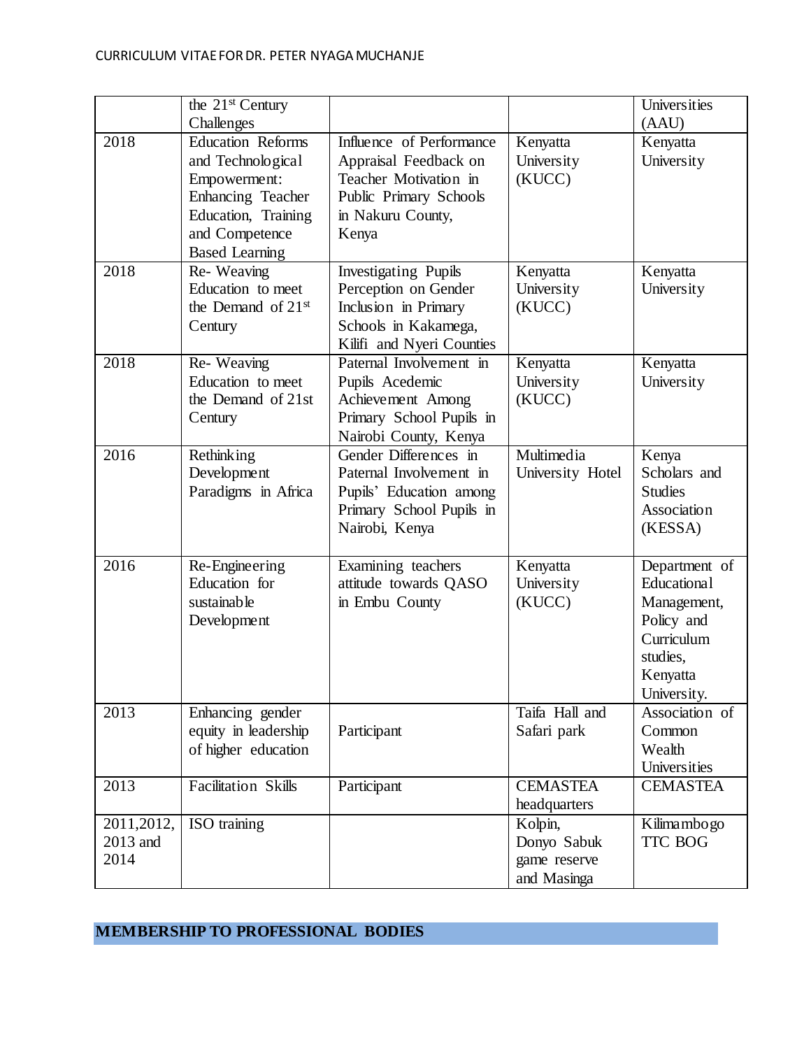| | | | | |
|---|---|---|---|---|
| | the 21st Century Challenges | | | Universities (AAU) |
| 2018 | Education Reforms and Technological Empowerment: Enhancing Teacher Education, Training and Competence Based Learning | Influence of Performance Appraisal Feedback on Teacher Motivation in Public Primary Schools in Nakuru County, Kenya | Kenyatta University (KUCC) | Kenyatta University |
| 2018 | Re- Weaving Education to meet the Demand of 21st Century | Investigating Pupils Perception on Gender Inclusion in Primary Schools in Kakamega, Kilifi and Nyeri Counties | Kenyatta University (KUCC) | Kenyatta University |
| 2018 | Re- Weaving Education to meet the Demand of 21st Century | Paternal Involvement in Pupils Acedemic Achievement Among Primary School Pupils in Nairobi County, Kenya | Kenyatta University (KUCC) | Kenyatta University |
| 2016 | Rethinking Development Paradigms in Africa | Gender Differences in Paternal Involvement in Pupils' Education among Primary School Pupils in Nairobi, Kenya | Multimedia University Hotel | Kenya Scholars and Studies Association (KESSA) |
| 2016 | Re-Engineering Education for sustainable Development | Examining teachers attitude towards QASO in Embu County | Kenyatta University (KUCC) | Department of Educational Management, Policy and Curriculum studies, Kenyatta University. |
| 2013 | Enhancing gender equity in leadership of higher education | Participant | Taifa Hall and Safari park | Association of Common Wealth Universities |
| 2013 | Facilitation Skills | Participant | CEMASTEA headquarters | CEMASTEA |
| 2011,2012, 2013 and 2014 | ISO training | | Kolpin, Donyo Sabuk game reserve and Masinga | Kilimambogo TTC BOG |

## MEMBERSHIP TO PROFESSIONAL BODIES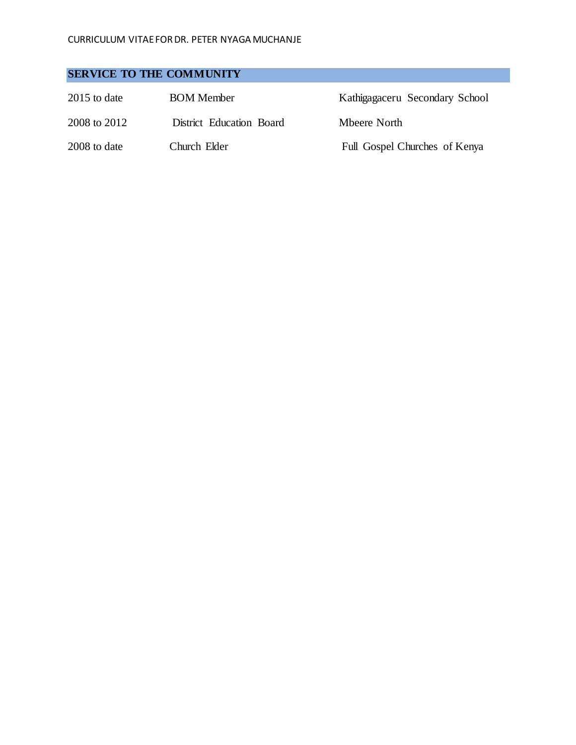## SERVICE TO THE COMMUNITY

| | | |
|---|---|---|
| 2015 to date | BOM Member | Kathigagaceru Secondary School |
| 2008 to 2012 | District Education Board | Mbeere North |
| 2008 to date | Church Elder | Full Gospel Churches of Kenya |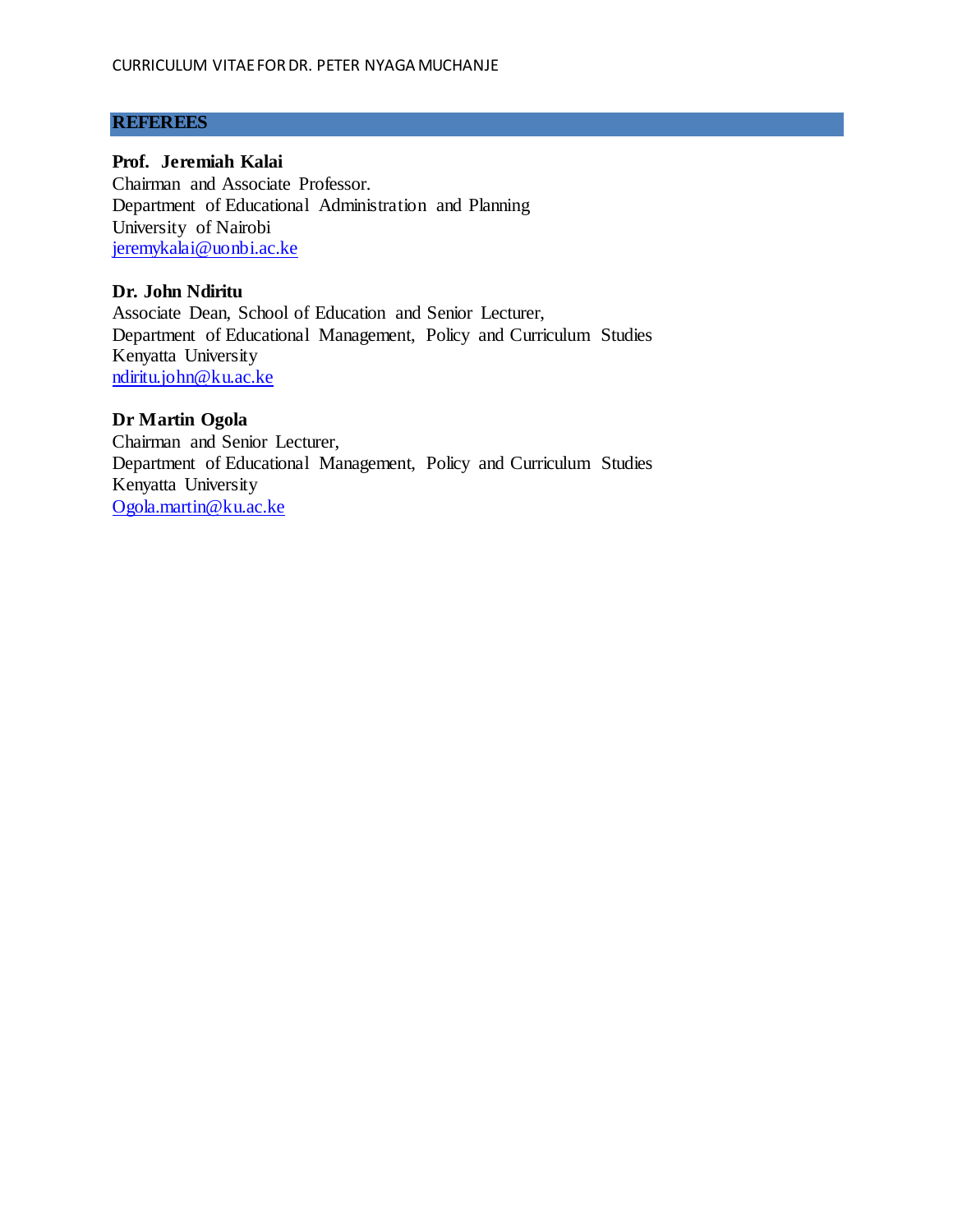## REFEREES

**Prof. Jeremiah Kalai**
Chairman and Associate Professor.
Department of Educational Administration and Planning
University of Nairobi
jeremykalai@uonbi.ac.ke

**Dr. John Ndiritu**
Associate Dean, School of Education and Senior Lecturer,
Department of Educational Management, Policy and Curriculum Studies
Kenyatta University
ndiritu.john@ku.ac.ke

**Dr Martin Ogola**
Chairman and Senior Lecturer,
Department of Educational Management, Policy and Curriculum Studies
Kenyatta University
Ogola.martin@ku.ac.ke